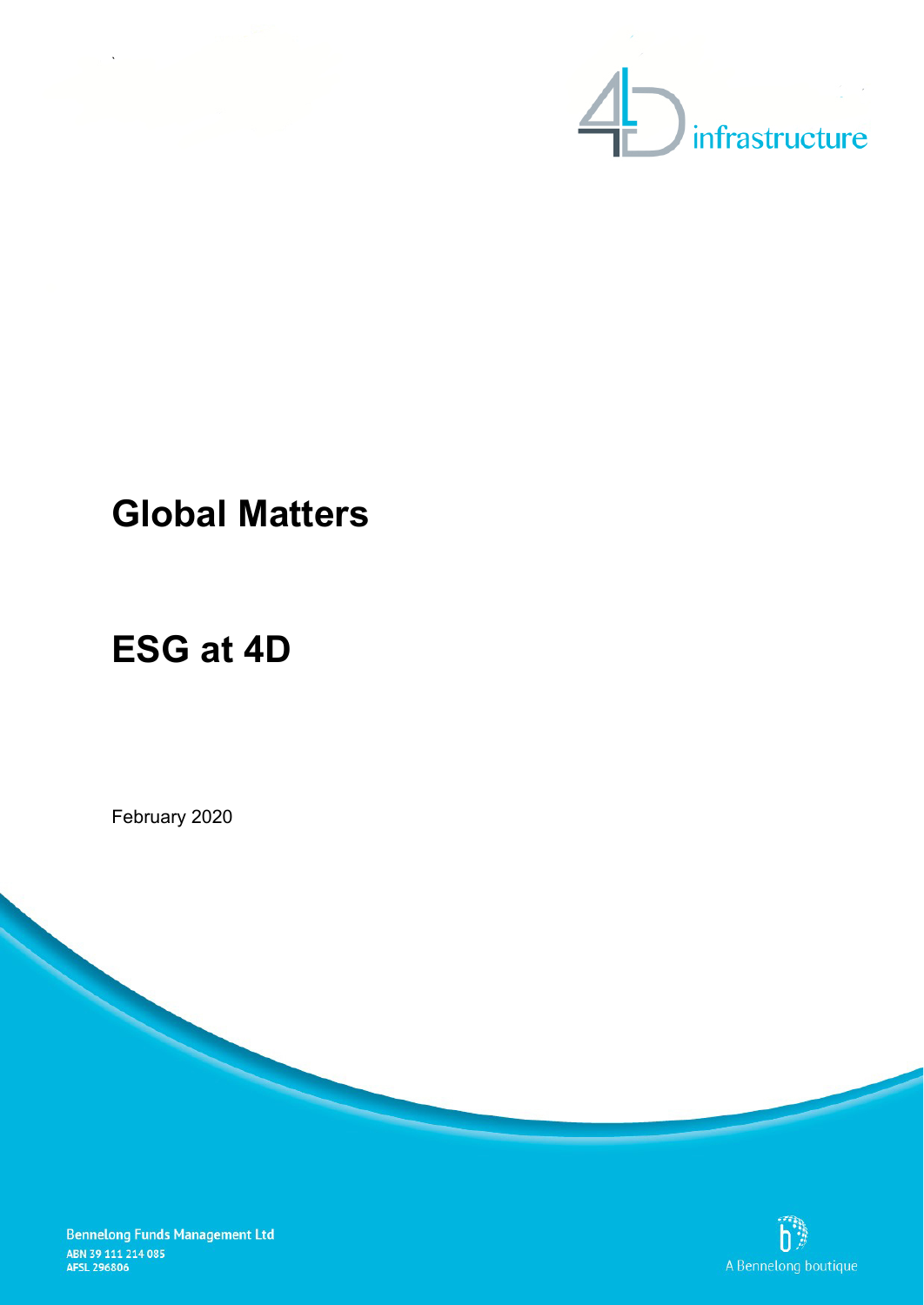4D infrastructure

# Global Matters

# ESG at 4D

February 2020

Bennelong Funds Management Ltd
ABN 39 111 214 085
AFSL 296806

A Bennelong boutique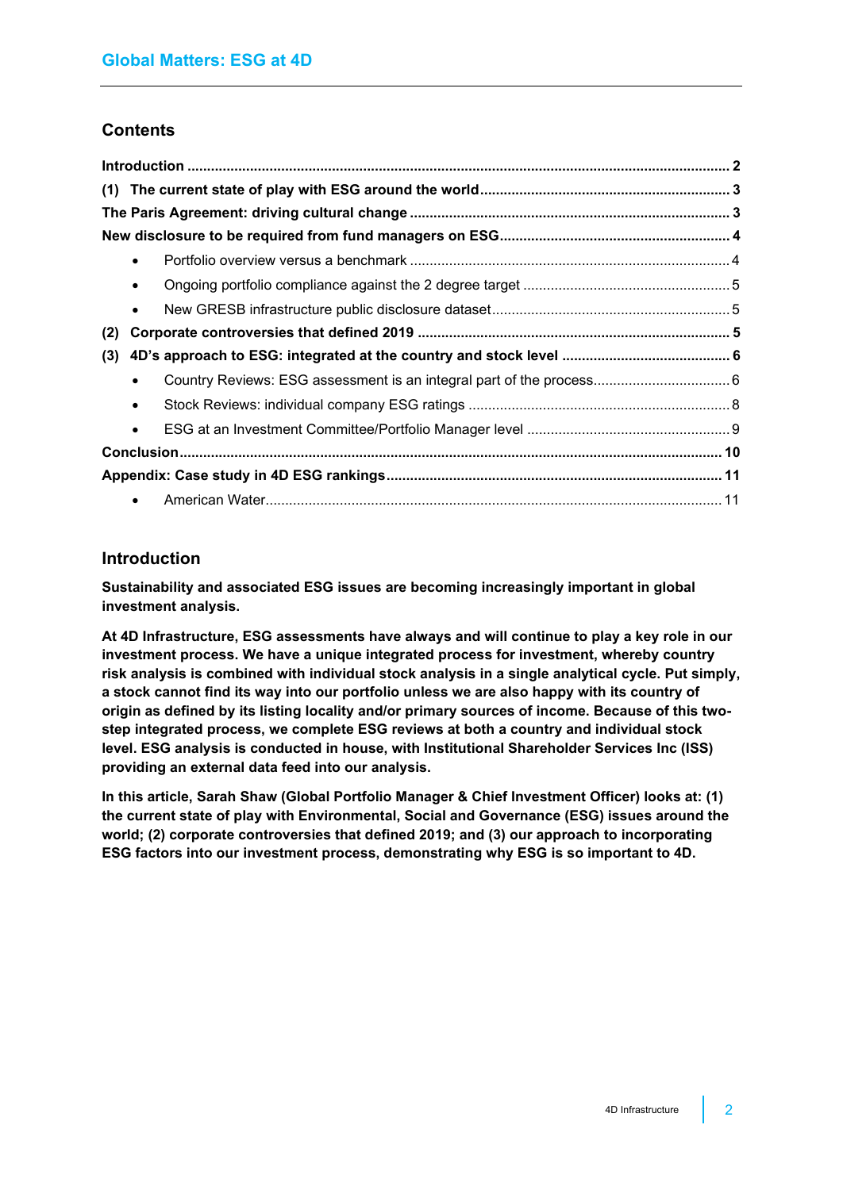## Contents

**Introduction** ........................................................................ **2**

**(1) The current state of play with ESG around the world** ........................ **3**

**The Paris Agreement: driving cultural change** ........................................ **3**

**New disclosure to be required from fund managers on ESG** ......................... **4**

- Portfolio overview versus a benchmark ........................................ 4
- Ongoing portfolio compliance against the 2 degree target ..................... 5
- New GRESB infrastructure public disclosure dataset ............................ 5

**(2) Corporate controversies that defined 2019** ...................................... **5**

**(3) 4D's approach to ESG: integrated at the country and stock level** ............ **6**

- Country Reviews: ESG assessment is an integral part of the process............ 6
- Stock Reviews: individual company ESG ratings ................................. 8
- ESG at an Investment Committee/Portfolio Manager level ....................... 9

**Conclusion** ........................................................................... **10**

**Appendix: Case study in 4D ESG rankings** ................................................ **11**

- American Water............................................................................ 11

## Introduction

**Sustainability and associated ESG issues are becoming increasingly important in global investment analysis.**

**At 4D Infrastructure, ESG assessments have always and will continue to play a key role in our investment process. We have a unique integrated process for investment, whereby country risk analysis is combined with individual stock analysis in a single analytical cycle. Put simply, a stock cannot find its way into our portfolio unless we are also happy with its country of origin as defined by its listing locality and/or primary sources of income. Because of this two-step integrated process, we complete ESG reviews at both a country and individual stock level. ESG analysis is conducted in house, with Institutional Shareholder Services Inc (ISS) providing an external data feed into our analysis.**

**In this article, Sarah Shaw (Global Portfolio Manager & Chief Investment Officer) looks at: (1) the current state of play with Environmental, Social and Governance (ESG) issues around the world; (2) corporate controversies that defined 2019; and (3) our approach to incorporating ESG factors into our investment process, demonstrating why ESG is so important to 4D.**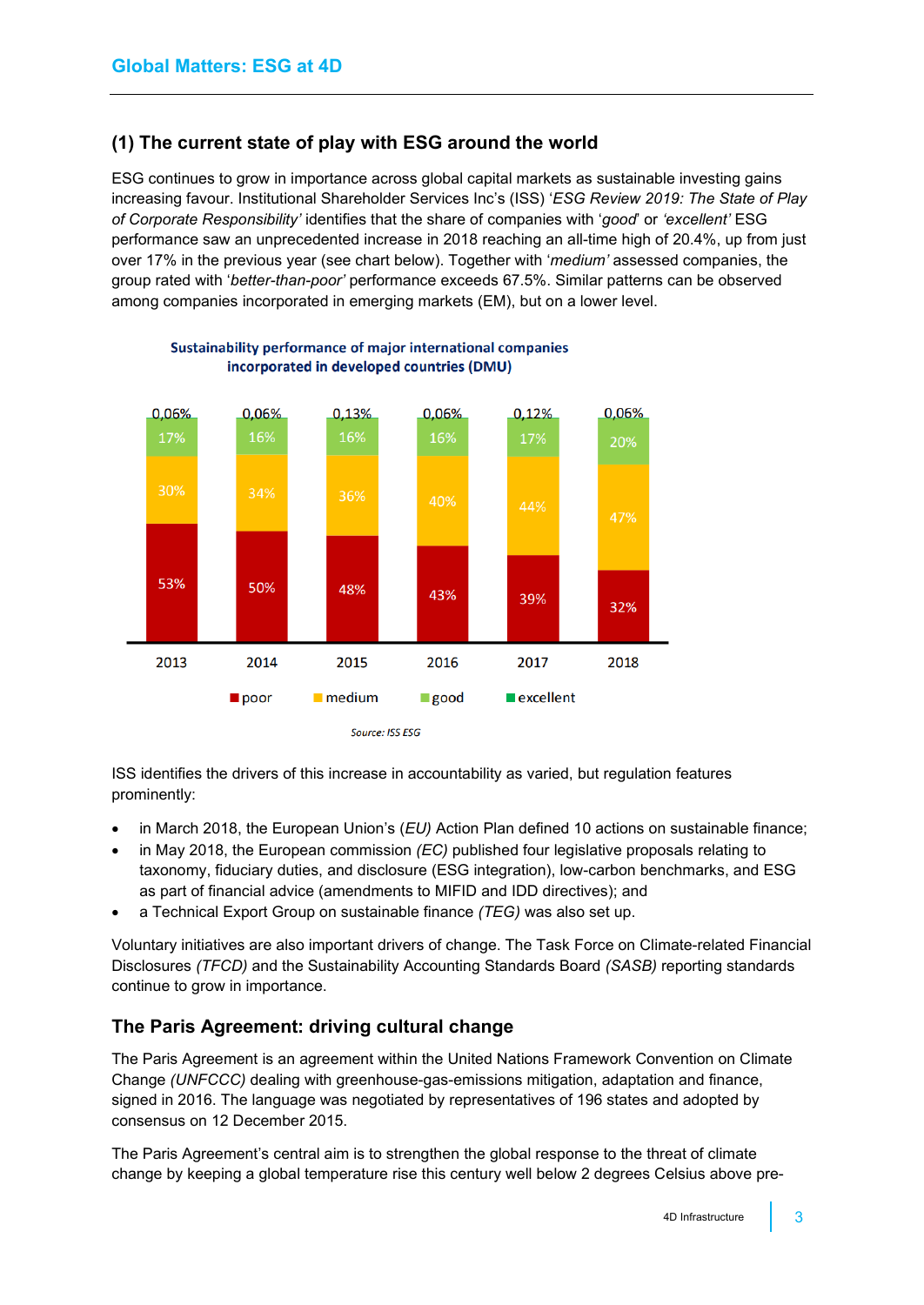## (1) The current state of play with ESG around the world

ESG continues to grow in importance across global capital markets as sustainable investing gains increasing favour. Institutional Shareholder Services Inc's (ISS) '*ESG Review 2019: The State of Play of Corporate Responsibility*' identifies that the share of companies with '*good*' or '*excellent*' ESG performance saw an unprecedented increase in 2018 reaching an all-time high of 20.4%, up from just over 17% in the previous year (see chart below). Together with '*medium*' assessed companies, the group rated with '*better-than-poor*' performance exceeds 67.5%. Similar patterns can be observed among companies incorporated in emerging markets (EM), but on a lower level.

**Sustainability performance of major international companies incorporated in developed countries (DMU)**

| | 2013 | 2014 | 2015 | 2016 | 2017 | 2018 |
|---|---|---|---|---|---|---|
| excellent | 0,06% | 0,06% | 0,13% | 0,06% | 0,12% | 0,06% |
| good | 17% | 16% | 16% | 16% | 17% | 20% |
| medium | 30% | 34% | 36% | 40% | 44% | 47% |
| poor | 53% | 50% | 48% | 43% | 39% | 32% |

*Source: ISS ESG*

ISS identifies the drivers of this increase in accountability as varied, but regulation features prominently:

- in March 2018, the European Union's *(EU)* Action Plan defined 10 actions on sustainable finance;
- in May 2018, the European commission *(EC)* published four legislative proposals relating to taxonomy, fiduciary duties, and disclosure (ESG integration), low-carbon benchmarks, and ESG as part of financial advice (amendments to MIFID and IDD directives); and
- a Technical Export Group on sustainable finance *(TEG)* was also set up.

Voluntary initiatives are also important drivers of change. The Task Force on Climate-related Financial Disclosures *(TFCD)* and the Sustainability Accounting Standards Board *(SASB)* reporting standards continue to grow in importance.

### The Paris Agreement: driving cultural change

The Paris Agreement is an agreement within the United Nations Framework Convention on Climate Change *(UNFCCC)* dealing with greenhouse-gas-emissions mitigation, adaptation and finance, signed in 2016. The language was negotiated by representatives of 196 states and adopted by consensus on 12 December 2015.

The Paris Agreement's central aim is to strengthen the global response to the threat of climate change by keeping a global temperature rise this century well below 2 degrees Celsius above pre-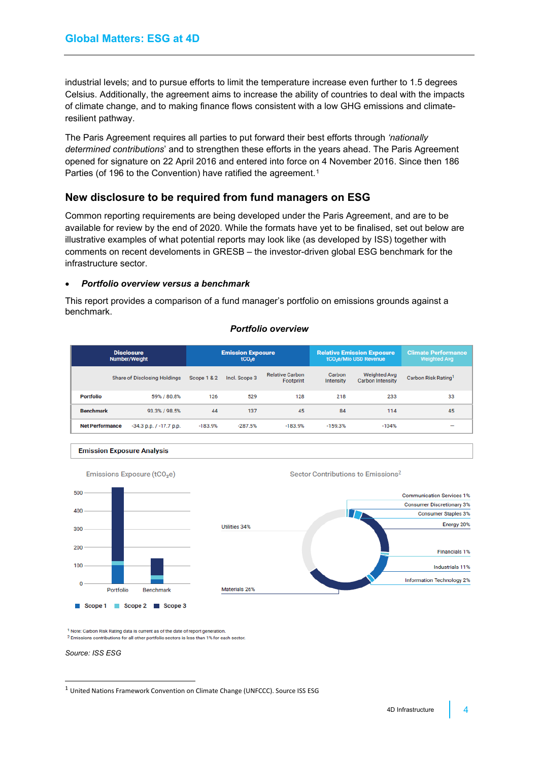industrial levels; and to pursue efforts to limit the temperature increase even further to 1.5 degrees Celsius. Additionally, the agreement aims to increase the ability of countries to deal with the impacts of climate change, and to making finance flows consistent with a low GHG emissions and climate-resilient pathway.

The Paris Agreement requires all parties to put forward their best efforts through *'nationally determined contributions*' and to strengthen these efforts in the years ahead. The Paris Agreement opened for signature on 22 April 2016 and entered into force on 4 November 2016. Since then 186 Parties (of 196 to the Convention) have ratified the agreement.[1]

## New disclosure to be required from fund managers on ESG

Common reporting requirements are being developed under the Paris Agreement, and are to be available for review by the end of 2020. While the formats have yet to be finalised, set out below are illustrative examples of what potential reports may look like (as developed by ISS) together with comments on recent develoments in GRESB – the investor-driven global ESG benchmark for the infrastructure sector.

- ***Portfolio overview versus a benchmark***

This report provides a comparison of a fund manager's portfolio on emissions grounds against a benchmark.

***Portfolio overview***

| | Disclosure Number/Weight | Emission Exposure $tCO_2e$ | | Relative Emission Exposure $tCO_2e$/Mio USD Revenue | | | Climate Performance Weighted Avg |
|---|---|---|---|---|---|---|---|
| | Share of Disclosing Holdings | Scope 1 & 2 | Incl. Scope 3 | Relative Carbon Footprint | Carbon Intensity | Weighted Avg Carbon Intensity | Carbon Risk Rating[1] |
| Portfolio | 59% / 80.8% | 126 | 529 | 128 | 218 | 233 | 33 |
| Benchmark | 93.3% / 98.5% | 44 | 137 | 45 | 84 | 114 | 45 |
| Net Performance | -34.3 p.p. / -17.7 p.p. | -183.9% | -287.5% | -183.9% | -159.3% | -104% | – |

**Emission Exposure Analysis**

Emissions Exposure ($tCO_2e$)

Sector Contributions to Emissions[2]

| Sector | Contribution |
|---|---|
| Communication Services | 1% |
| Consumer Discretionary | 3% |
| Consumer Staples | 3% |
| Energy | 20% |
| Financials | 1% |
| Industrials | 11% |
| Information Technology | 2% |
| Materials | 26% |
| Utilities | 34% |

[1] Note: Carbon Risk Rating data is current as of the date of report generation.
[2] Emissions contributions for all other portfolio sectors is less than 1% for each sector.

*Source: ISS ESG*

[1] United Nations Framework Convention on Climate Change (UNFCCC). Source ISS ESG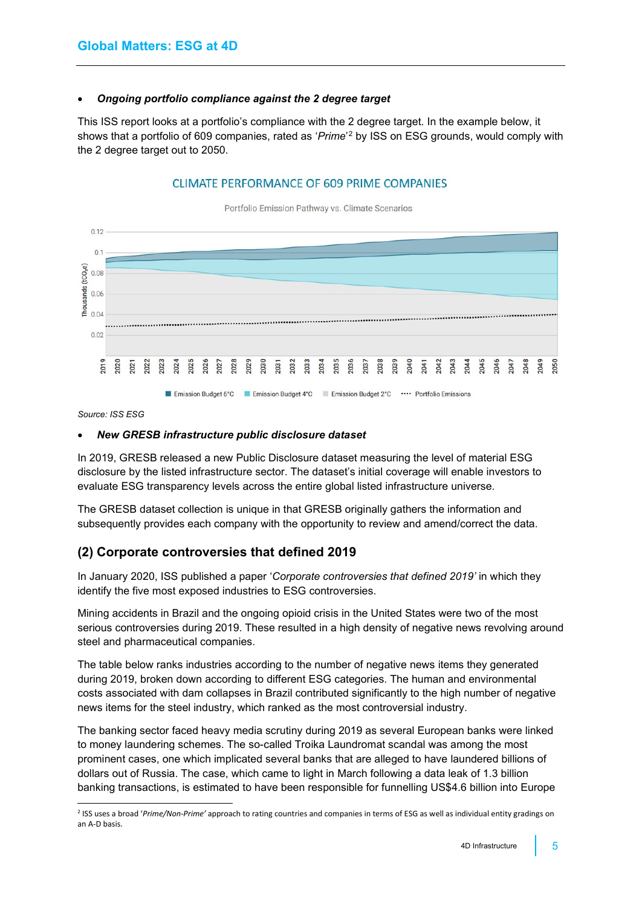- ***Ongoing portfolio compliance against the 2 degree target***

This ISS report looks at a portfolio's compliance with the 2 degree target. In the example below, it shows that a portfolio of 609 companies, rated as '*Prime*'[2] by ISS on ESG grounds, would comply with the 2 degree target out to 2050.

CLIMATE PERFORMANCE OF 609 PRIME COMPANIES

Portfolio Emission Pathway vs. Climate Scenarios

Source: ISS ESG

- ***New GRESB infrastructure public disclosure dataset***

In 2019, GRESB released a new Public Disclosure dataset measuring the level of material ESG disclosure by the listed infrastructure sector. The dataset's initial coverage will enable investors to evaluate ESG transparency levels across the entire global listed infrastructure universe.

The GRESB dataset collection is unique in that GRESB originally gathers the information and subsequently provides each company with the opportunity to review and amend/correct the data.

## (2) Corporate controversies that defined 2019

In January 2020, ISS published a paper '*Corporate controversies that defined 2019'* in which they identify the five most exposed industries to ESG controversies.

Mining accidents in Brazil and the ongoing opioid crisis in the United States were two of the most serious controversies during 2019. These resulted in a high density of negative news revolving around steel and pharmaceutical companies.

The table below ranks industries according to the number of negative news items they generated during 2019, broken down according to different ESG categories. The human and environmental costs associated with dam collapses in Brazil contributed significantly to the high number of negative news items for the steel industry, which ranked as the most controversial industry.

The banking sector faced heavy media scrutiny during 2019 as several European banks were linked to money laundering schemes. The so-called Troika Laundromat scandal was among the most prominent cases, one which implicated several banks that are alleged to have laundered billions of dollars out of Russia. The case, which came to light in March following a data leak of 1.3 billion banking transactions, is estimated to have been responsible for funnelling US$4.6 billion into Europe

[2] ISS uses a broad '*Prime/Non-Prime'* approach to rating countries and companies in terms of ESG as well as individual entity gradings on an A-D basis.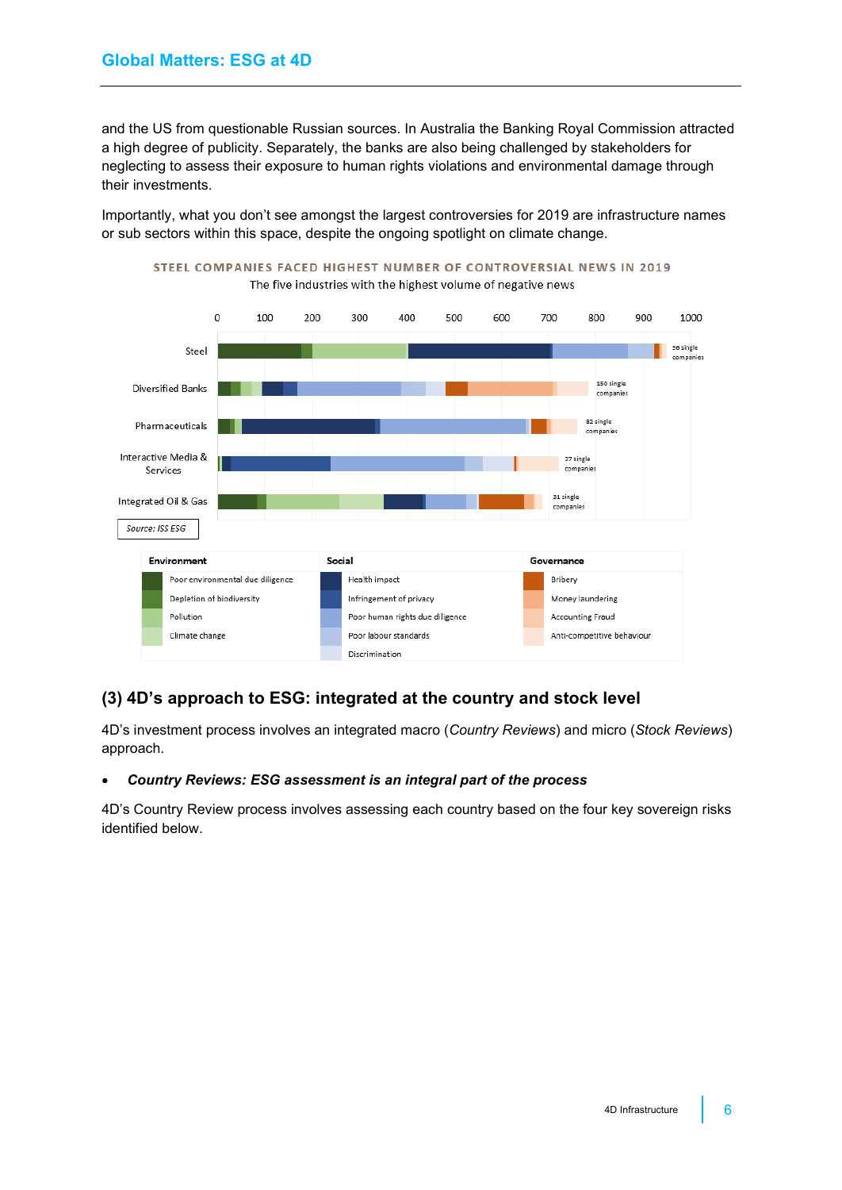and the US from questionable Russian sources. In Australia the Banking Royal Commission attracted a high degree of publicity. Separately, the banks are also being challenged by stakeholders for neglecting to assess their exposure to human rights violations and environmental damage through their investments.

Importantly, what you don't see amongst the largest controversies for 2019 are infrastructure names or sub sectors within this space, despite the ongoing spotlight on climate change.

**STEEL COMPANIES FACED HIGHEST NUMBER OF CONTROVERSIAL NEWS IN 2019**

The five industries with the highest volume of negative news

| Industry | Number of single companies |
|---|---|
| Steel | 56 single companies |
| Diversified Banks | 150 single companies |
| Pharmaceuticals | 82 single companies |
| Interactive Media & Services | 27 single companies |
| Integrated Oil & Gas | 31 single companies |

Source: ISS ESG

| Environment | Social | Governance |
|---|---|---|
| Poor environmental due diligence | Health impact | Bribery |
| Depletion of biodiversity | Infringement of privacy | Money laundering |
| Pollution | Poor human rights due diligence | Accounting Fraud |
| Climate change | Poor labour standards | Anti-competitive behaviour |
| | Discrimination | |

## (3) 4D's approach to ESG: integrated at the country and stock level

4D's investment process involves an integrated macro (*Country Reviews*) and micro (*Stock Reviews*) approach.

- ***Country Reviews: ESG assessment is an integral part of the process***

4D's Country Review process involves assessing each country based on the four key sovereign risks identified below.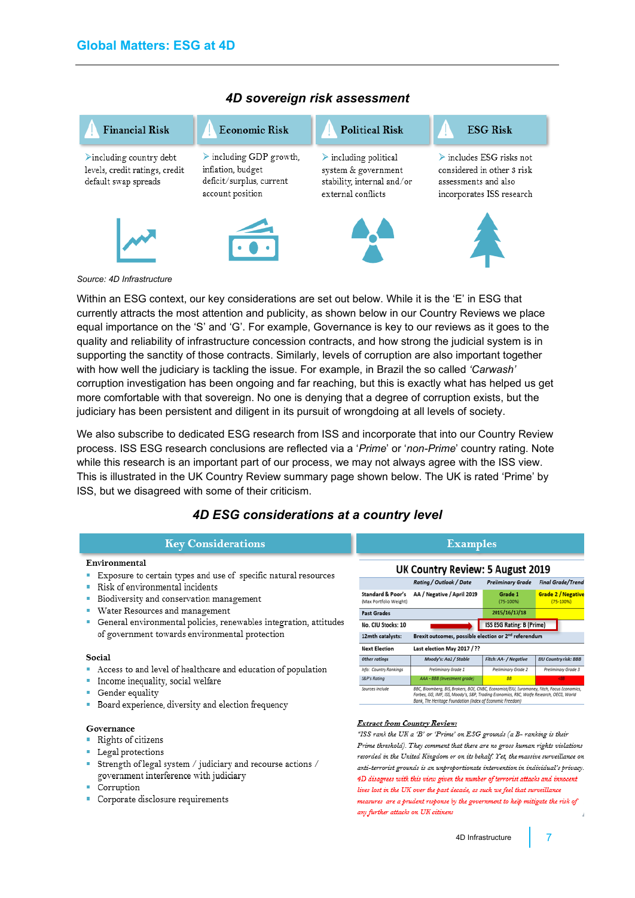## 4D sovereign risk assessment

| Financial Risk | Economic Risk | Political Risk | ESG Risk |
|---|---|---|---|
| including country debt levels, credit ratings, credit default swap spreads | including GDP growth, inflation, budget deficit/surplus, current account position | including political system & government stability, internal and/or external conflicts | includes ESG risks not considered in other 3 risk assessments and also incorporates ISS research |

Source: 4D Infrastructure

Within an ESG context, our key considerations are set out below. While it is the 'E' in ESG that currently attracts the most attention and publicity, as shown below in our Country Reviews we place equal importance on the 'S' and 'G'. For example, Governance is key to our reviews as it goes to the quality and reliability of infrastructure concession contracts, and how strong the judicial system is in supporting the sanctity of those contracts. Similarly, levels of corruption are also important together with how well the judiciary is tackling the issue. For example, in Brazil the so called *'Carwash'* corruption investigation has been ongoing and far reaching, but this is exactly what has helped us get more comfortable with that sovereign. No one is denying that a degree of corruption exists, but the judiciary has been persistent and diligent in its pursuit of wrongdoing at all levels of society.

We also subscribe to dedicated ESG research from ISS and incorporate that into our Country Review process. ISS ESG research conclusions are reflected via a '*Prime*' or '*non-Prime*' country rating. Note while this research is an important part of our process, we may not always agree with the ISS view. This is illustrated in the UK Country Review summary page shown below. The UK is rated 'Prime' by ISS, but we disagreed with some of their criticism.

## 4D ESG considerations at a country level

### Key Considerations

**Environmental**

- Exposure to certain types and use of specific natural resources
- Risk of environmental incidents
- Biodiversity and conservation management
- Water Resources and management
- General environmental policies, renewables integration, attitudes of government towards environmental protection

**Social**

- Access to and level of healthcare and education of population
- Income inequality, social welfare
- Gender equality
- Board experience, diversity and election frequency

**Governance**

- Rights of citizens
- Legal protections
- Strength of legal system / judiciary and recourse actions / government interference with judiciary
- Corruption
- Corporate disclosure requirements

### Examples

**UK Country Review: 5 August 2019**

| | Rating / Outlook / Date | Preliminary Grade | Final Grade/Trend |
|---|---|---|---|
| Standard & Poor's (Max Portfolio Weight) | AA / Negative / April 2019 | Grade 1 (75-100%) | Grade 2 / Negative (75-100%) |
| Past Grades | | 2015/16/17/18 | |
| No. CIU Stocks: 10 | | ISS ESG Rating: B (Prime) | |
| 12mth catalysts: | Brexit outcomes, possible election or 2nd referendum | | |
| Next Election | Last election May 2017 / ?? | | |
| Other ratings | Moody's: Aa2 / Stable | Fitch: AA- / Negative | EIU Country risk: BBB |
| Info: Country Rankings | Preliminary Grade 1 | Preliminary Grade 2 | Preliminary Grade 3 |
| S&P's Rating | AAA – BBB (investment grade) | BB | <BB |
| Sources include | BBC, Bloomberg, BIS, Brokers, BOE, CNBC, Economist/EIU, Euromoney, Fitch, Focus Economics, Forbes, ISS, IMF, ISS, Moody's, S&P, Trading Economics, RBC, Wolfe Research, OECD, World Bank, The Heritage Foundation (Index of Economic Freedom) | | |

***Extract from Country Review:***

*"ISS rank the UK a 'B' or 'Prime' on ESG grounds (a B- ranking is their Prime threshold). They comment that there are no gross human rights violations recorded in the United Kingdom or on its behalf. Yet, the massive surveillance on anti-terrorist grounds is an unproportionate intervention in individual's privacy. 4D disagrees with this view given the number of terrorist attacks and innocent lives lost in the UK over the past decade, as such we feel that surveillance measures are a prudent response by the government to help mitigate the risk of any further attacks on UK citizens*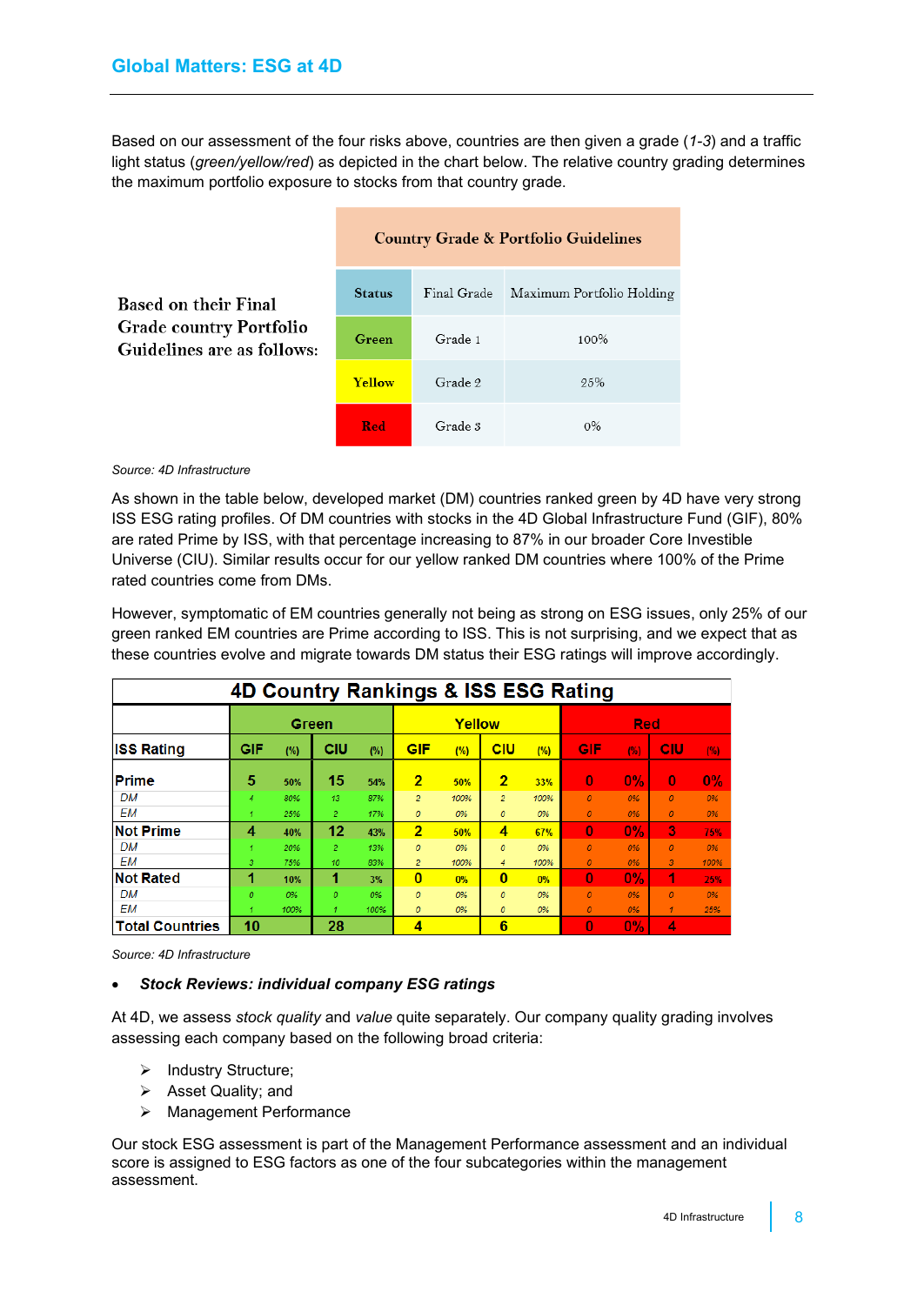Based on our assessment of the four risks above, countries are then given a grade (*1-3*) and a traffic light status (*green/yellow/red*) as depicted in the chart below. The relative country grading determines the maximum portfolio exposure to stocks from that country grade.

Based on their Final Grade country Portfolio Guidelines are as follows:

| Country Grade & Portfolio Guidelines | | |
|---|---|---|
| **Status** | Final Grade | Maximum Portfolio Holding |
| **Green** | Grade 1 | 100% |
| **Yellow** | Grade 2 | 25% |
| **Red** | Grade 3 | 0% |

*Source: 4D Infrastructure*

As shown in the table below, developed market (DM) countries ranked green by 4D have very strong ISS ESG rating profiles. Of DM countries with stocks in the 4D Global Infrastructure Fund (GIF), 80% are rated Prime by ISS, with that percentage increasing to 87% in our broader Core Investible Universe (CIU). Similar results occur for our yellow ranked DM countries where 100% of the Prime rated countries come from DMs.

However, symptomatic of EM countries generally not being as strong on ESG issues, only 25% of our green ranked EM countries are Prime according to ISS. This is not surprising, and we expect that as these countries evolve and migrate towards DM status their ESG ratings will improve accordingly.

**4D Country Rankings & ISS ESG Rating**

| | Green | | | | Yellow | | | | Red | | | |
|---|---|---|---|---|---|---|---|---|---|---|---|---|
| **ISS Rating** | **GIF** | **(%)** | **CIU** | **(%)** | **GIF** | **(%)** | **CIU** | **(%)** | **GIF** | **(%)** | **CIU** | **(%)** |
| **Prime** | 5 | 50% | 15 | 54% | 2 | 50% | 2 | 33% | 0 | 0% | 0 | 0% |
| *DM* | 4 | 80% | 13 | 87% | 2 | 100% | 2 | 100% | 0 | 0% | 0 | 0% |
| *EM* | 1 | 25% | 2 | 17% | 0 | 0% | 0 | 0% | 0 | 0% | 0 | 0% |
| **Not Prime** | 4 | 40% | 12 | 43% | 2 | 50% | 4 | 67% | 0 | 0% | 3 | 75% |
| *DM* | 1 | 20% | 2 | 13% | 0 | 0% | 0 | 0% | 0 | 0% | 0 | 0% |
| *EM* | 3 | 75% | 10 | 83% | 2 | 100% | 4 | 100% | 0 | 0% | 3 | 100% |
| **Not Rated** | 1 | 10% | 1 | 3% | 0 | 0% | 0 | 0% | 0 | 0% | 1 | 25% |
| *DM* | 0 | 0% | 0 | 0% | 0 | 0% | 0 | 0% | 0 | 0% | 0 | 0% |
| *EM* | 1 | 100% | 1 | 100% | 0 | 0% | 0 | 0% | 0 | 0% | 1 | 25% |
| **Total Countries** | 10 | | 28 | | 4 | | 6 | | 0 | 0% | 4 | |

*Source: 4D Infrastructure*

- ***Stock Reviews: individual company ESG ratings***

At 4D, we assess *stock quality* and *value* quite separately. Our company quality grading involves assessing each company based on the following broad criteria:

- Industry Structure;
- Asset Quality; and
- Management Performance

Our stock ESG assessment is part of the Management Performance assessment and an individual score is assigned to ESG factors as one of the four subcategories within the management assessment.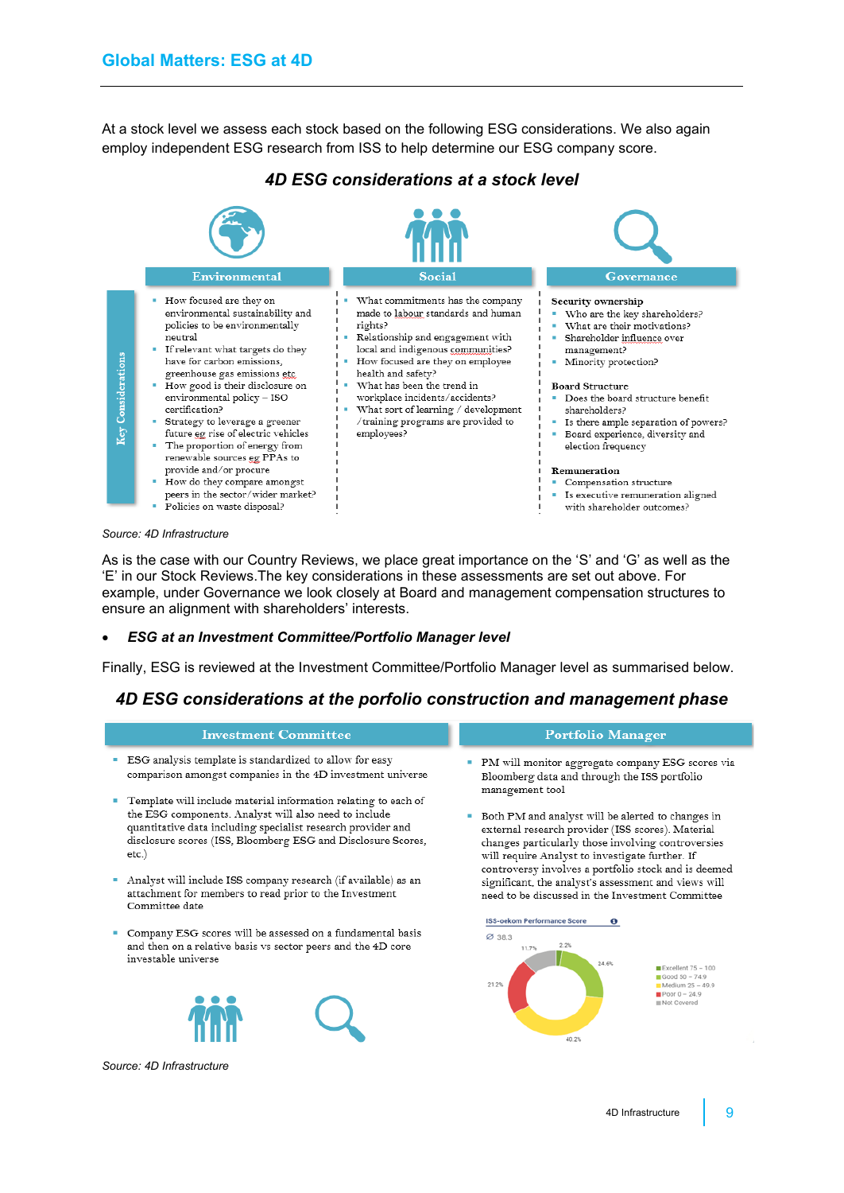## Global Matters: ESG at 4D

At a stock level we assess each stock based on the following ESG considerations. We also again employ independent ESG research from ISS to help determine our ESG company score.

### *4D ESG considerations at a stock level*

**Key Considerations**

**Environmental**

- How focused are they on environmental sustainability and policies to be environmentally neutral
- If relevant what targets do they have for carbon emissions, greenhouse gas emissions etc
- How good is their disclosure on environmental policy – ISO certification?
- Strategy to leverage a greener future eg rise of electric vehicles
- The proportion of energy from renewable sources eg PPAs to provide and/or procure
- How do they compare amongst peers in the sector/wider market?
- Policies on waste disposal?

**Social**

- What commitments has the company made to labour standards and human rights?
- Relationship and engagement with local and indigenous communities?
- How focused are they on employee health and safety?
- What has been the trend in workplace incidents/accidents?
- What sort of learning / development /training programs are provided to employees?

**Governance**

**Security ownership**
- Who are the key shareholders?
- What are their motivations?
- Shareholder influence over management?
- Minority protection?

**Board Structure**
- Does the board structure benefit shareholders?
- Is there ample separation of powers?
- Board experience, diversity and election frequency

**Remuneration**
- Compensation structure
- Is executive remuneration aligned with shareholder outcomes?

*Source: 4D Infrastructure*

As is the case with our Country Reviews, we place great importance on the 'S' and 'G' as well as the 'E' in our Stock Reviews.The key considerations in these assessments are set out above. For example, under Governance we look closely at Board and management compensation structures to ensure an alignment with shareholders' interests.

- ***ESG at an Investment Committee/Portfolio Manager level***

Finally, ESG is reviewed at the Investment Committee/Portfolio Manager level as summarised below.

### *4D ESG considerations at the porfolio construction and management phase*

**Investment Committee**

- ESG analysis template is standardized to allow for easy comparison amongst companies in the 4D investment universe
- Template will include material information relating to each of the ESG components. Analyst will also need to include quantitative data including specialist research provider and disclosure scores (ISS, Bloomberg ESG and Disclosure Scores, etc.)
- Analyst will include ISS company research (if available) as an attachment for members to read prior to the Investment Committee date
- Company ESG scores will be assessed on a fundamental basis and then on a relative basis vs sector peers and the 4D core investable universe

**Portfolio Manager**

- PM will monitor aggregate company ESG scores via Bloomberg data and through the ISS portfolio management tool
- Both PM and analyst will be alerted to changes in external research provider (ISS scores). Material changes particularly those involving controversies will require Analyst to investigate further. If controversy involves a portfolio stock and is deemed significant, the analyst's assessment and views will need to be discussed in the Investment Committee

ISS-oekom Performance Score

Ø 38.3

| Category | Share |
|---|---|
| Excellent 75 – 100 | 2.2% |
| Good 50 – 74.9 | 24.6% |
| Medium 25 – 49.9 | 40.2% |
| Poor 0 – 24.9 | 21.2% |
| Not Covered | 11.7% |

*Source: 4D Infrastructure*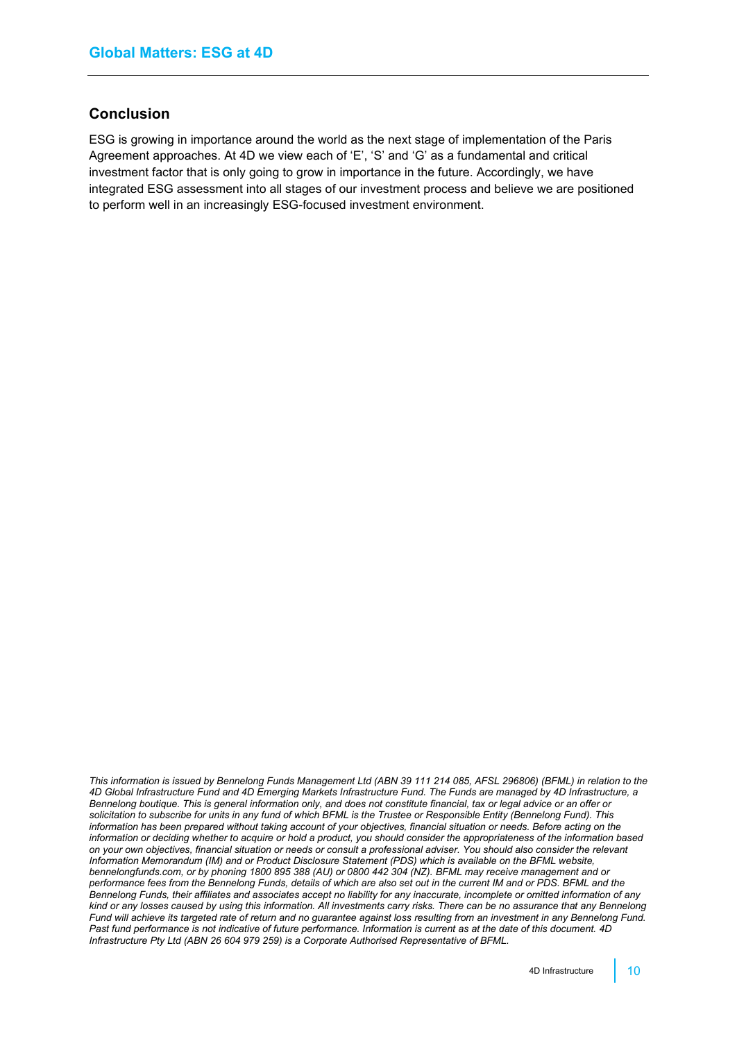## Conclusion

ESG is growing in importance around the world as the next stage of implementation of the Paris Agreement approaches. At 4D we view each of 'E', 'S' and 'G' as a fundamental and critical investment factor that is only going to grow in importance in the future. Accordingly, we have integrated ESG assessment into all stages of our investment process and believe we are positioned to perform well in an increasingly ESG-focused investment environment.

*This information is issued by Bennelong Funds Management Ltd (ABN 39 111 214 085, AFSL 296806) (BFML) in relation to the 4D Global Infrastructure Fund and 4D Emerging Markets Infrastructure Fund. The Funds are managed by 4D Infrastructure, a Bennelong boutique. This is general information only, and does not constitute financial, tax or legal advice or an offer or solicitation to subscribe for units in any fund of which BFML is the Trustee or Responsible Entity (Bennelong Fund). This information has been prepared without taking account of your objectives, financial situation or needs. Before acting on the information or deciding whether to acquire or hold a product, you should consider the appropriateness of the information based on your own objectives, financial situation or needs or consult a professional adviser. You should also consider the relevant Information Memorandum (IM) and or Product Disclosure Statement (PDS) which is available on the BFML website, bennelongfunds.com, or by phoning 1800 895 388 (AU) or 0800 442 304 (NZ). BFML may receive management and or performance fees from the Bennelong Funds, details of which are also set out in the current IM and or PDS. BFML and the Bennelong Funds, their affiliates and associates accept no liability for any inaccurate, incomplete or omitted information of any kind or any losses caused by using this information. All investments carry risks. There can be no assurance that any Bennelong Fund will achieve its targeted rate of return and no guarantee against loss resulting from an investment in any Bennelong Fund. Past fund performance is not indicative of future performance. Information is current as at the date of this document. 4D Infrastructure Pty Ltd (ABN 26 604 979 259) is a Corporate Authorised Representative of BFML.*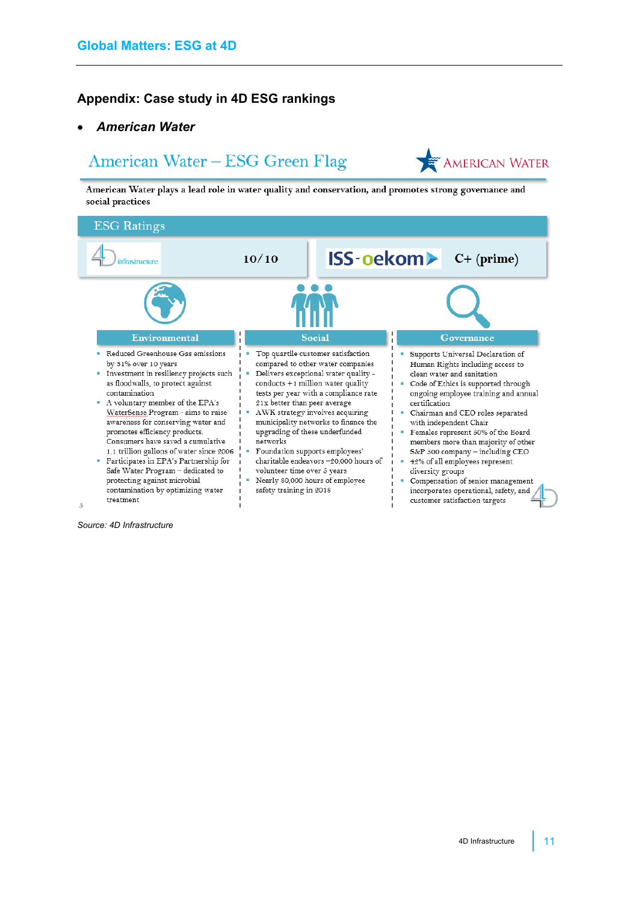## Appendix: Case study in 4D ESG rankings

- ***American Water***

American Water – ESG Green Flag

AMERICAN WATER

**American Water plays a lead role in water quality and conservation, and promotes strong governance and social practices**

ESG Ratings

| | | | |
|---|---|---|---|
| 4D infrastructure | 10/10 | ISS-oekom | C+ (prime) |

**Environmental**

- Reduced Greenhouse Gas emissions by 31% over 10 years
- Investment in resiliency projects such as floodwalls, to protect against contamination
- A voluntary member of the EPA's WaterSense Program - aims to raise awareness for conserving water and promotes efficiency products. Consumers have saved a cumulative 1.1 trillion gallons of water since 2006
- Participates in EPA's Partnership for Safe Water Program – dedicated to protecting against microbial contamination by optimizing water treatment

**Social**

- Top quartile customer satisfaction compared to other water companies
- Delivers exceptional water quality - conducts +1 million water quality tests per year with a compliance rate 21x better than peer average
- AWK strategy involves acquiring municipality networks to finance the upgrading of these underfunded networks
- Foundation supports employees' charitable endeavors –20,000 hours of volunteer time over 5 years
- Nearly 80,000 hours of employee safety training in 2018

**Governance**

- Supports Universal Declaration of Human Rights including access to clean water and sanitation
- Code of Ethics is supported through ongoing employee training and annual certification
- Chairman and CEO roles separated with independent Chair
- Females represent 50% of the Board members more than majority of other S&P 500 company – including CEO
- 42% of all employees represent diversity groups
- Compensation of senior management incorporates operational, safety, and customer satisfaction targets

*Source: 4D Infrastructure*